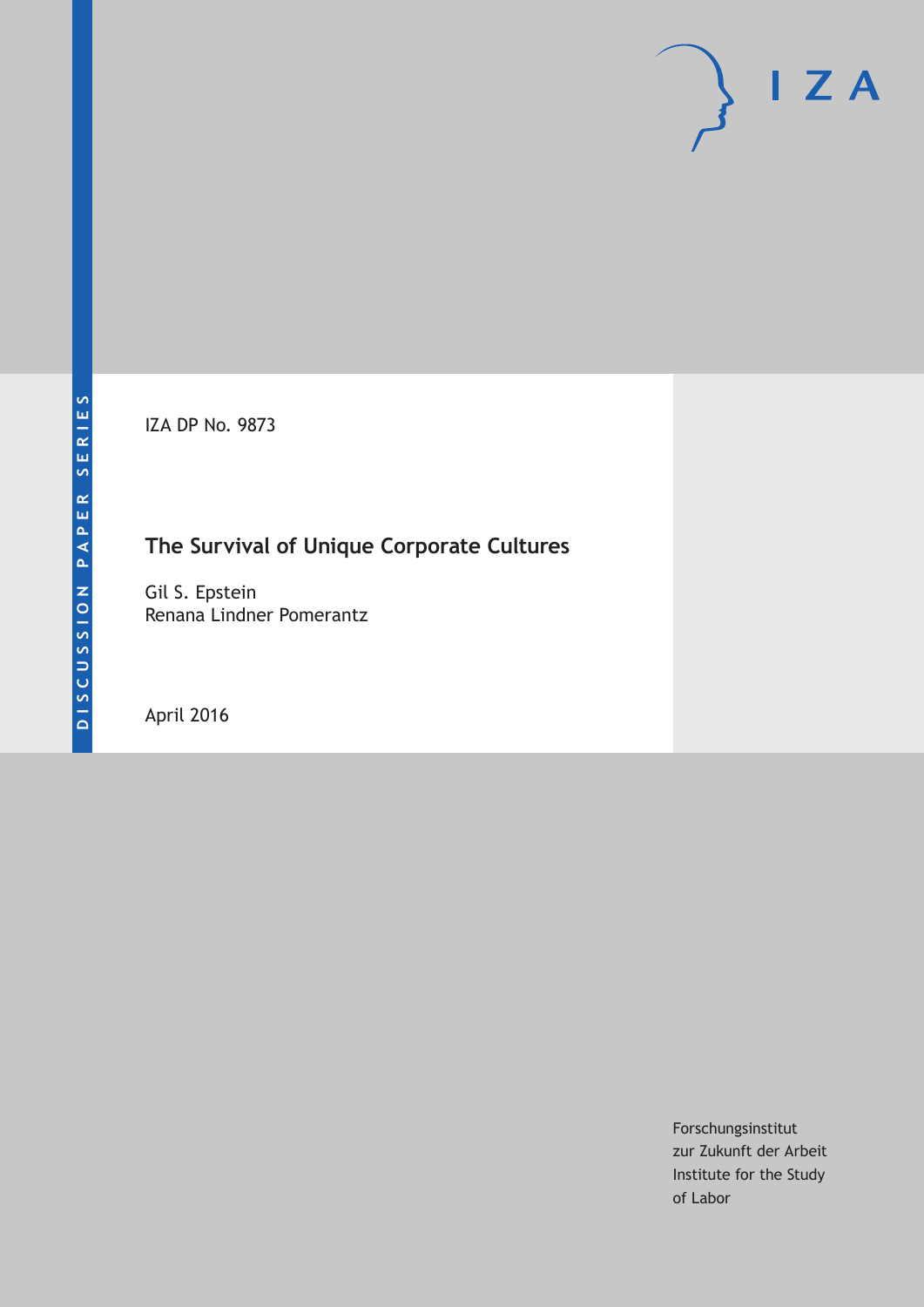DISCUSSION PAPER SERIES

IZA

IZA DP No. 9873

# The Survival of Unique Corporate Cultures

Gil S. Epstein
Renana Lindner Pomerantz

April 2016

Forschungsinstitut
zur Zukunft der Arbeit
Institute for the Study
of Labor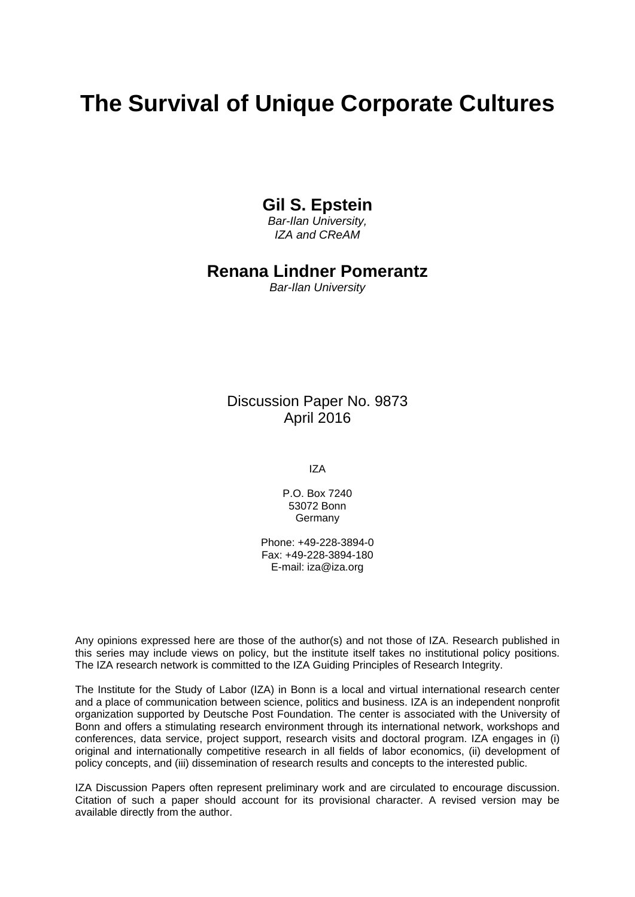# The Survival of Unique Corporate Cultures

**Gil S. Epstein**
*Bar-Ilan University,*
*IZA and CReAM*

**Renana Lindner Pomerantz**
*Bar-Ilan University*

Discussion Paper No. 9873
April 2016

IZA

P.O. Box 7240
53072 Bonn
Germany

Phone: +49-228-3894-0
Fax: +49-228-3894-180
E-mail: iza@iza.org

Any opinions expressed here are those of the author(s) and not those of IZA. Research published in this series may include views on policy, but the institute itself takes no institutional policy positions. The IZA research network is committed to the IZA Guiding Principles of Research Integrity.

The Institute for the Study of Labor (IZA) in Bonn is a local and virtual international research center and a place of communication between science, politics and business. IZA is an independent nonprofit organization supported by Deutsche Post Foundation. The center is associated with the University of Bonn and offers a stimulating research environment through its international network, workshops and conferences, data service, project support, research visits and doctoral program. IZA engages in (i) original and internationally competitive research in all fields of labor economics, (ii) development of policy concepts, and (iii) dissemination of research results and concepts to the interested public.

IZA Discussion Papers often represent preliminary work and are circulated to encourage discussion. Citation of such a paper should account for its provisional character. A revised version may be available directly from the author.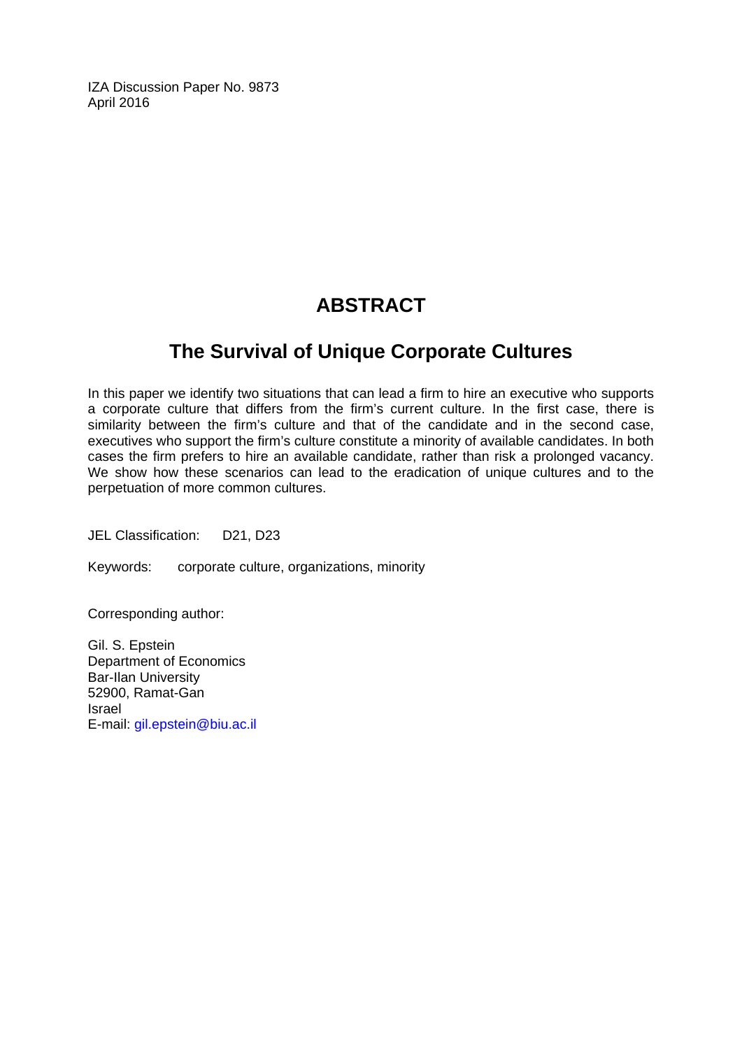IZA Discussion Paper No. 9873
April 2016

# ABSTRACT

## The Survival of Unique Corporate Cultures

In this paper we identify two situations that can lead a firm to hire an executive who supports a corporate culture that differs from the firm's current culture. In the first case, there is similarity between the firm's culture and that of the candidate and in the second case, executives who support the firm's culture constitute a minority of available candidates. In both cases the firm prefers to hire an available candidate, rather than risk a prolonged vacancy. We show how these scenarios can lead to the eradication of unique cultures and to the perpetuation of more common cultures.

JEL Classification: D21, D23

Keywords: corporate culture, organizations, minority

Corresponding author:

Gil. S. Epstein
Department of Economics
Bar-Ilan University
52900, Ramat-Gan
Israel
E-mail: gil.epstein@biu.ac.il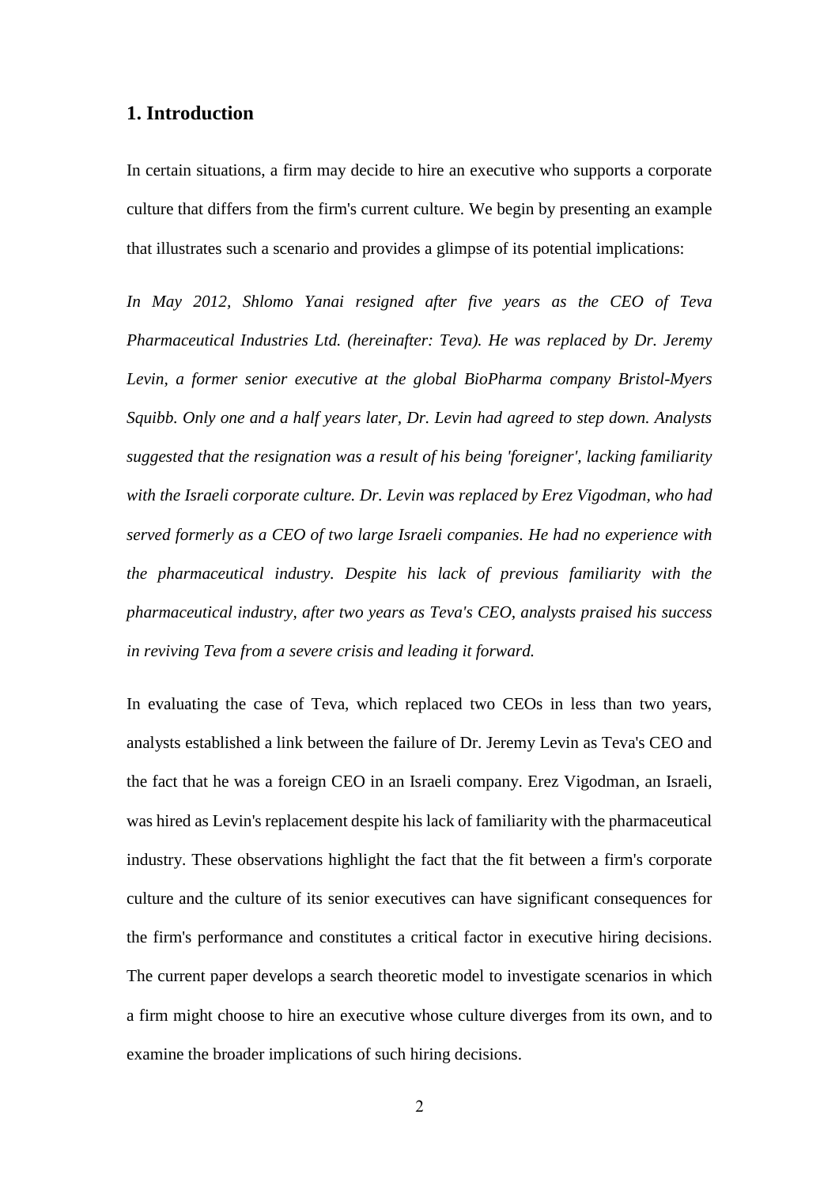## 1. Introduction

In certain situations, a firm may decide to hire an executive who supports a corporate culture that differs from the firm's current culture. We begin by presenting an example that illustrates such a scenario and provides a glimpse of its potential implications:

*In May 2012, Shlomo Yanai resigned after five years as the CEO of Teva Pharmaceutical Industries Ltd. (hereinafter: Teva). He was replaced by Dr. Jeremy Levin, a former senior executive at the global BioPharma company Bristol-Myers Squibb. Only one and a half years later, Dr. Levin had agreed to step down. Analysts suggested that the resignation was a result of his being 'foreigner', lacking familiarity with the Israeli corporate culture. Dr. Levin was replaced by Erez Vigodman, who had served formerly as a CEO of two large Israeli companies. He had no experience with the pharmaceutical industry. Despite his lack of previous familiarity with the pharmaceutical industry, after two years as Teva's CEO, analysts praised his success in reviving Teva from a severe crisis and leading it forward.*

In evaluating the case of Teva, which replaced two CEOs in less than two years, analysts established a link between the failure of Dr. Jeremy Levin as Teva's CEO and the fact that he was a foreign CEO in an Israeli company. Erez Vigodman, an Israeli, was hired as Levin's replacement despite his lack of familiarity with the pharmaceutical industry. These observations highlight the fact that the fit between a firm's corporate culture and the culture of its senior executives can have significant consequences for the firm's performance and constitutes a critical factor in executive hiring decisions. The current paper develops a search theoretic model to investigate scenarios in which a firm might choose to hire an executive whose culture diverges from its own, and to examine the broader implications of such hiring decisions.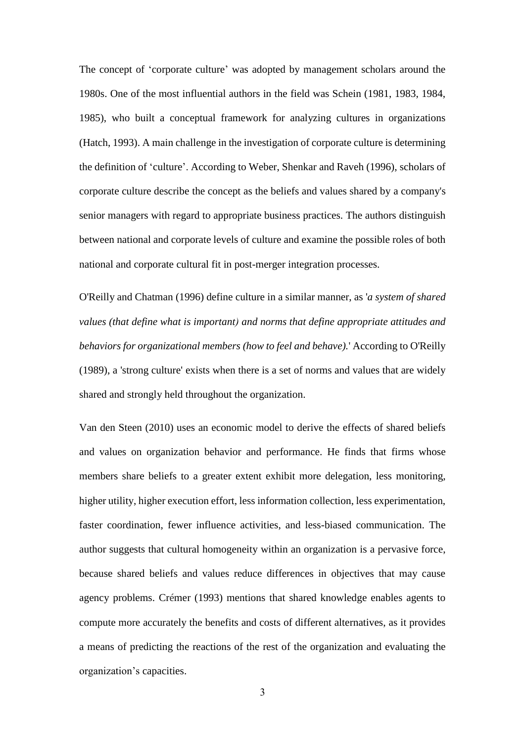The concept of 'corporate culture' was adopted by management scholars around the 1980s. One of the most influential authors in the field was Schein (1981, 1983, 1984, 1985), who built a conceptual framework for analyzing cultures in organizations (Hatch, 1993). A main challenge in the investigation of corporate culture is determining the definition of 'culture'. According to Weber, Shenkar and Raveh (1996), scholars of corporate culture describe the concept as the beliefs and values shared by a company's senior managers with regard to appropriate business practices. The authors distinguish between national and corporate levels of culture and examine the possible roles of both national and corporate cultural fit in post-merger integration processes.

O'Reilly and Chatman (1996) define culture in a similar manner, as '*a system of shared values (that define what is important) and norms that define appropriate attitudes and behaviors for organizational members (how to feel and behave).*' According to O'Reilly (1989), a 'strong culture' exists when there is a set of norms and values that are widely shared and strongly held throughout the organization.

Van den Steen (2010) uses an economic model to derive the effects of shared beliefs and values on organization behavior and performance. He finds that firms whose members share beliefs to a greater extent exhibit more delegation, less monitoring, higher utility, higher execution effort, less information collection, less experimentation, faster coordination, fewer influence activities, and less-biased communication. The author suggests that cultural homogeneity within an organization is a pervasive force, because shared beliefs and values reduce differences in objectives that may cause agency problems. Crémer (1993) mentions that shared knowledge enables agents to compute more accurately the benefits and costs of different alternatives, as it provides a means of predicting the reactions of the rest of the organization and evaluating the organization's capacities.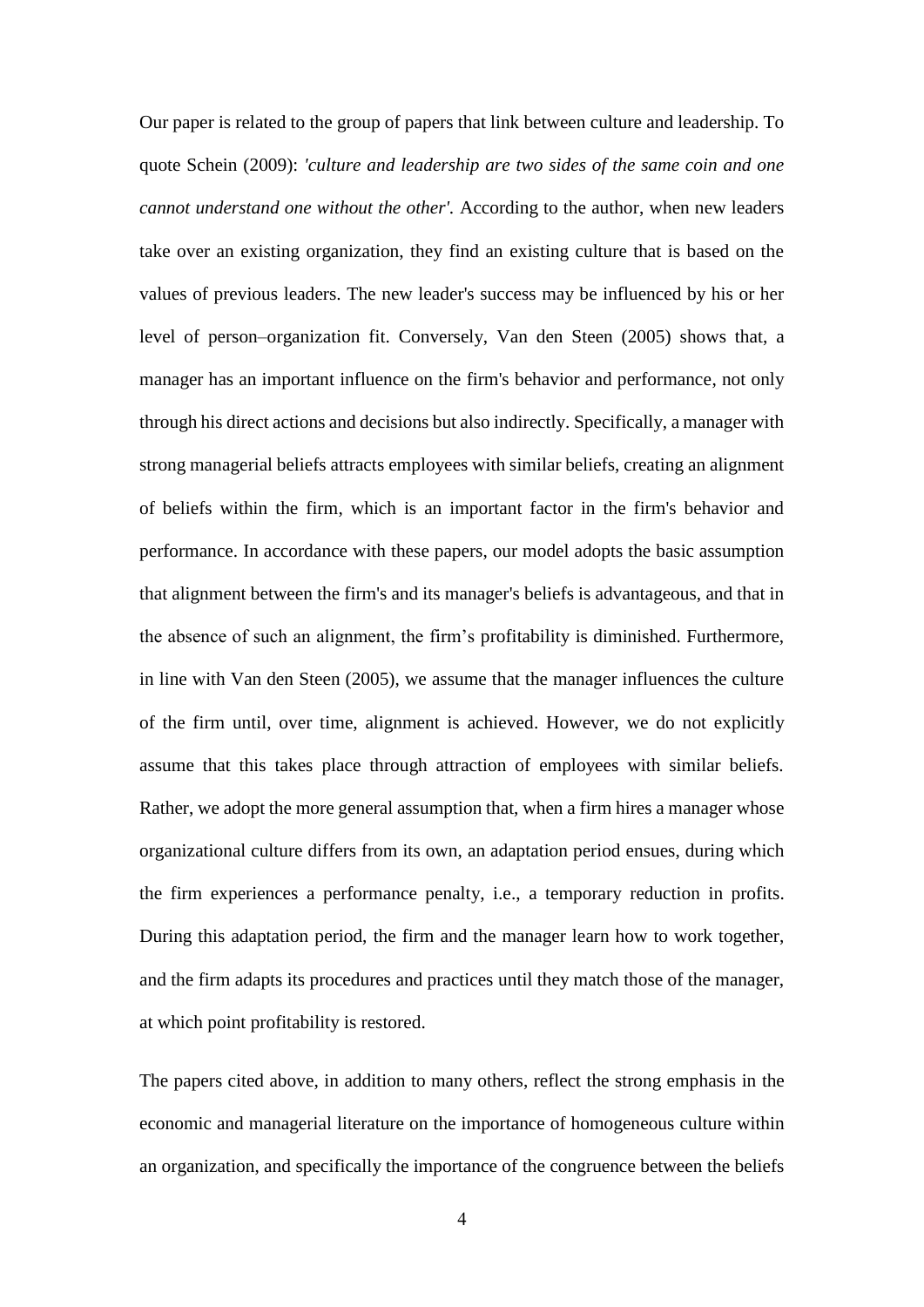Our paper is related to the group of papers that link between culture and leadership. To quote Schein (2009): *'culture and leadership are two sides of the same coin and one cannot understand one without the other'.* According to the author, when new leaders take over an existing organization, they find an existing culture that is based on the values of previous leaders. The new leader's success may be influenced by his or her level of person–organization fit. Conversely, Van den Steen (2005) shows that, a manager has an important influence on the firm's behavior and performance, not only through his direct actions and decisions but also indirectly. Specifically, a manager with strong managerial beliefs attracts employees with similar beliefs, creating an alignment of beliefs within the firm, which is an important factor in the firm's behavior and performance. In accordance with these papers, our model adopts the basic assumption that alignment between the firm's and its manager's beliefs is advantageous, and that in the absence of such an alignment, the firm's profitability is diminished. Furthermore, in line with Van den Steen (2005), we assume that the manager influences the culture of the firm until, over time, alignment is achieved. However, we do not explicitly assume that this takes place through attraction of employees with similar beliefs. Rather, we adopt the more general assumption that, when a firm hires a manager whose organizational culture differs from its own, an adaptation period ensues, during which the firm experiences a performance penalty, i.e., a temporary reduction in profits. During this adaptation period, the firm and the manager learn how to work together, and the firm adapts its procedures and practices until they match those of the manager, at which point profitability is restored.

The papers cited above, in addition to many others, reflect the strong emphasis in the economic and managerial literature on the importance of homogeneous culture within an organization, and specifically the importance of the congruence between the beliefs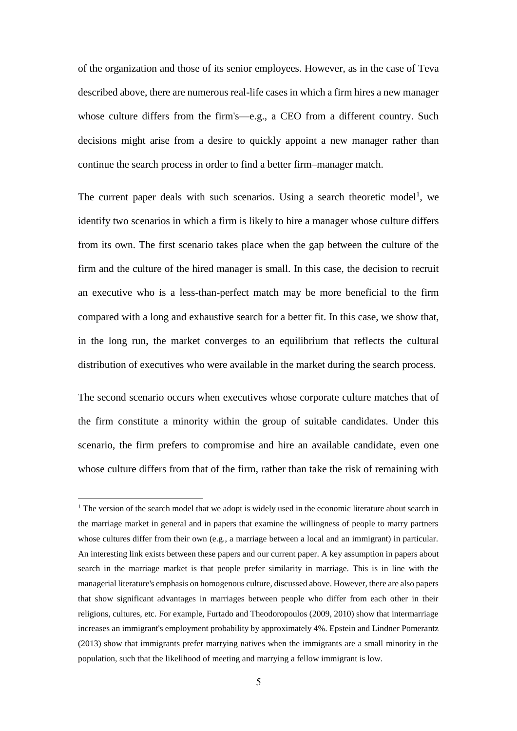of the organization and those of its senior employees. However, as in the case of Teva described above, there are numerous real-life cases in which a firm hires a new manager whose culture differs from the firm's—e.g., a CEO from a different country. Such decisions might arise from a desire to quickly appoint a new manager rather than continue the search process in order to find a better firm–manager match.

The current paper deals with such scenarios. Using a search theoretic model[1], we identify two scenarios in which a firm is likely to hire a manager whose culture differs from its own. The first scenario takes place when the gap between the culture of the firm and the culture of the hired manager is small. In this case, the decision to recruit an executive who is a less-than-perfect match may be more beneficial to the firm compared with a long and exhaustive search for a better fit. In this case, we show that, in the long run, the market converges to an equilibrium that reflects the cultural distribution of executives who were available in the market during the search process.

The second scenario occurs when executives whose corporate culture matches that of the firm constitute a minority within the group of suitable candidates. Under this scenario, the firm prefers to compromise and hire an available candidate, even one whose culture differs from that of the firm, rather than take the risk of remaining with

[1] The version of the search model that we adopt is widely used in the economic literature about search in the marriage market in general and in papers that examine the willingness of people to marry partners whose cultures differ from their own (e.g., a marriage between a local and an immigrant) in particular. An interesting link exists between these papers and our current paper. A key assumption in papers about search in the marriage market is that people prefer similarity in marriage. This is in line with the managerial literature's emphasis on homogenous culture, discussed above. However, there are also papers that show significant advantages in marriages between people who differ from each other in their religions, cultures, etc. For example, Furtado and Theodoropoulos (2009, 2010) show that intermarriage increases an immigrant's employment probability by approximately 4%. Epstein and Lindner Pomerantz (2013) show that immigrants prefer marrying natives when the immigrants are a small minority in the population, such that the likelihood of meeting and marrying a fellow immigrant is low.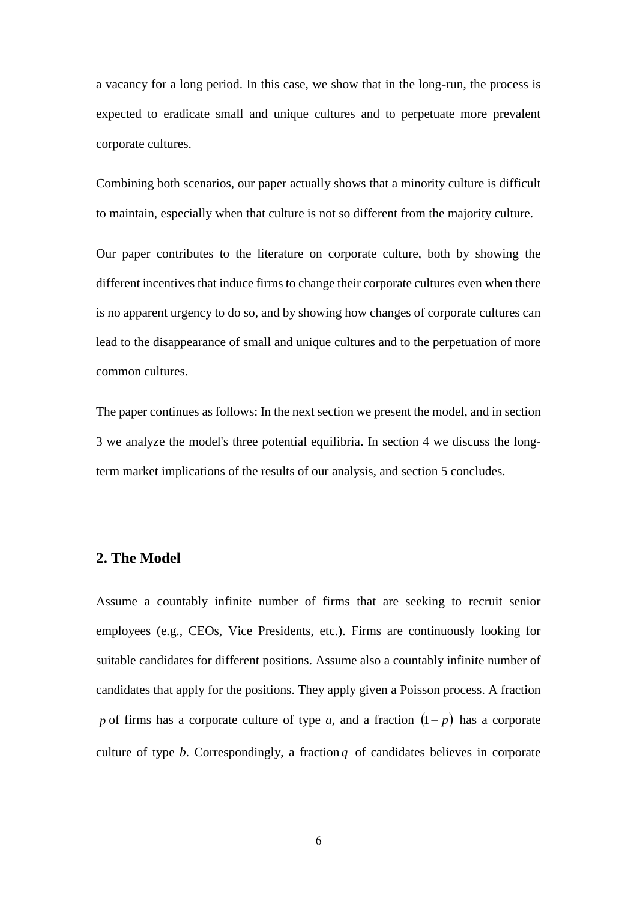a vacancy for a long period. In this case, we show that in the long-run, the process is expected to eradicate small and unique cultures and to perpetuate more prevalent corporate cultures.

Combining both scenarios, our paper actually shows that a minority culture is difficult to maintain, especially when that culture is not so different from the majority culture.

Our paper contributes to the literature on corporate culture, both by showing the different incentives that induce firms to change their corporate cultures even when there is no apparent urgency to do so, and by showing how changes of corporate cultures can lead to the disappearance of small and unique cultures and to the perpetuation of more common cultures.

The paper continues as follows: In the next section we present the model, and in section 3 we analyze the model's three potential equilibria. In section 4 we discuss the long-term market implications of the results of our analysis, and section 5 concludes.

## 2. The Model

Assume a countably infinite number of firms that are seeking to recruit senior employees (e.g., CEOs, Vice Presidents, etc.). Firms are continuously looking for suitable candidates for different positions. Assume also a countably infinite number of candidates that apply for the positions. They apply given a Poisson process. A fraction $p$ of firms has a corporate culture of type *a*, and a fraction $(1-p)$ has a corporate culture of type *b*. Correspondingly, a fraction $q$ of candidates believes in corporate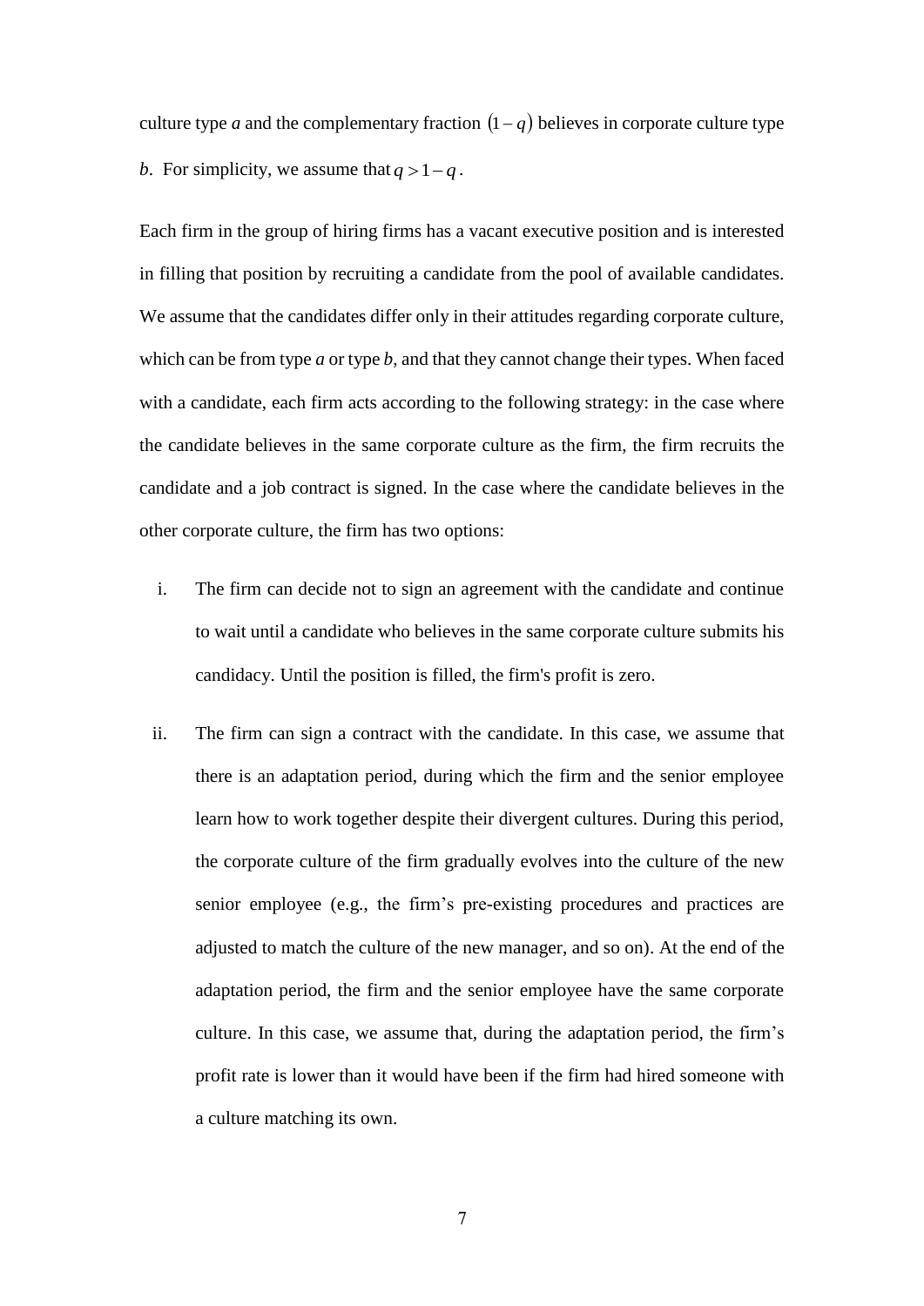culture type *a* and the complementary fraction $(1-q)$ believes in corporate culture type *b*. For simplicity, we assume that $q > 1-q$.

Each firm in the group of hiring firms has a vacant executive position and is interested in filling that position by recruiting a candidate from the pool of available candidates. We assume that the candidates differ only in their attitudes regarding corporate culture, which can be from type *a* or type *b*, and that they cannot change their types. When faced with a candidate, each firm acts according to the following strategy: in the case where the candidate believes in the same corporate culture as the firm, the firm recruits the candidate and a job contract is signed. In the case where the candidate believes in the other corporate culture, the firm has two options:

i. The firm can decide not to sign an agreement with the candidate and continue to wait until a candidate who believes in the same corporate culture submits his candidacy. Until the position is filled, the firm's profit is zero.

ii. The firm can sign a contract with the candidate. In this case, we assume that there is an adaptation period, during which the firm and the senior employee learn how to work together despite their divergent cultures. During this period, the corporate culture of the firm gradually evolves into the culture of the new senior employee (e.g., the firm's pre-existing procedures and practices are adjusted to match the culture of the new manager, and so on). At the end of the adaptation period, the firm and the senior employee have the same corporate culture. In this case, we assume that, during the adaptation period, the firm's profit rate is lower than it would have been if the firm had hired someone with a culture matching its own.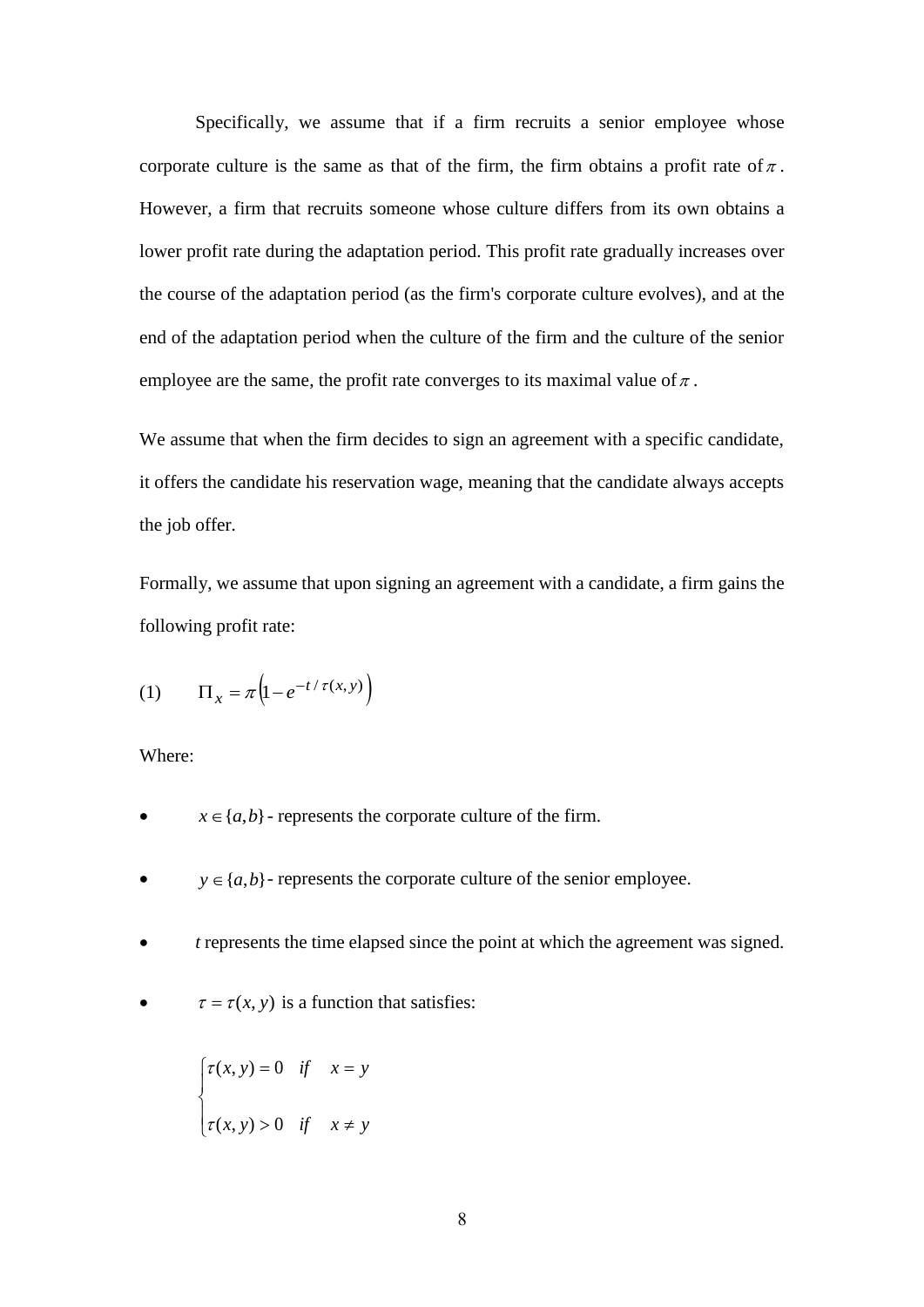Specifically, we assume that if a firm recruits a senior employee whose corporate culture is the same as that of the firm, the firm obtains a profit rate of $\pi$. However, a firm that recruits someone whose culture differs from its own obtains a lower profit rate during the adaptation period. This profit rate gradually increases over the course of the adaptation period (as the firm's corporate culture evolves), and at the end of the adaptation period when the culture of the firm and the culture of the senior employee are the same, the profit rate converges to its maximal value of $\pi$.

We assume that when the firm decides to sign an agreement with a specific candidate, it offers the candidate his reservation wage, meaning that the candidate always accepts the job offer.

Formally, we assume that upon signing an agreement with a candidate, a firm gains the following profit rate:

$$\text{(1)} \qquad \Pi_x = \pi\left(1 - e^{-t/\tau(x,y)}\right)$$

Where:

- $x \in \{a,b\}$ - represents the corporate culture of the firm.
- $y \in \{a,b\}$ - represents the corporate culture of the senior employee.
- $t$ represents the time elapsed since the point at which the agreement was signed.
- $\tau = \tau(x,y)$ is a function that satisfies:

$$\begin{cases} \tau(x,y) = 0 & if \quad x = y \\ \tau(x,y) > 0 & if \quad x \neq y \end{cases}$$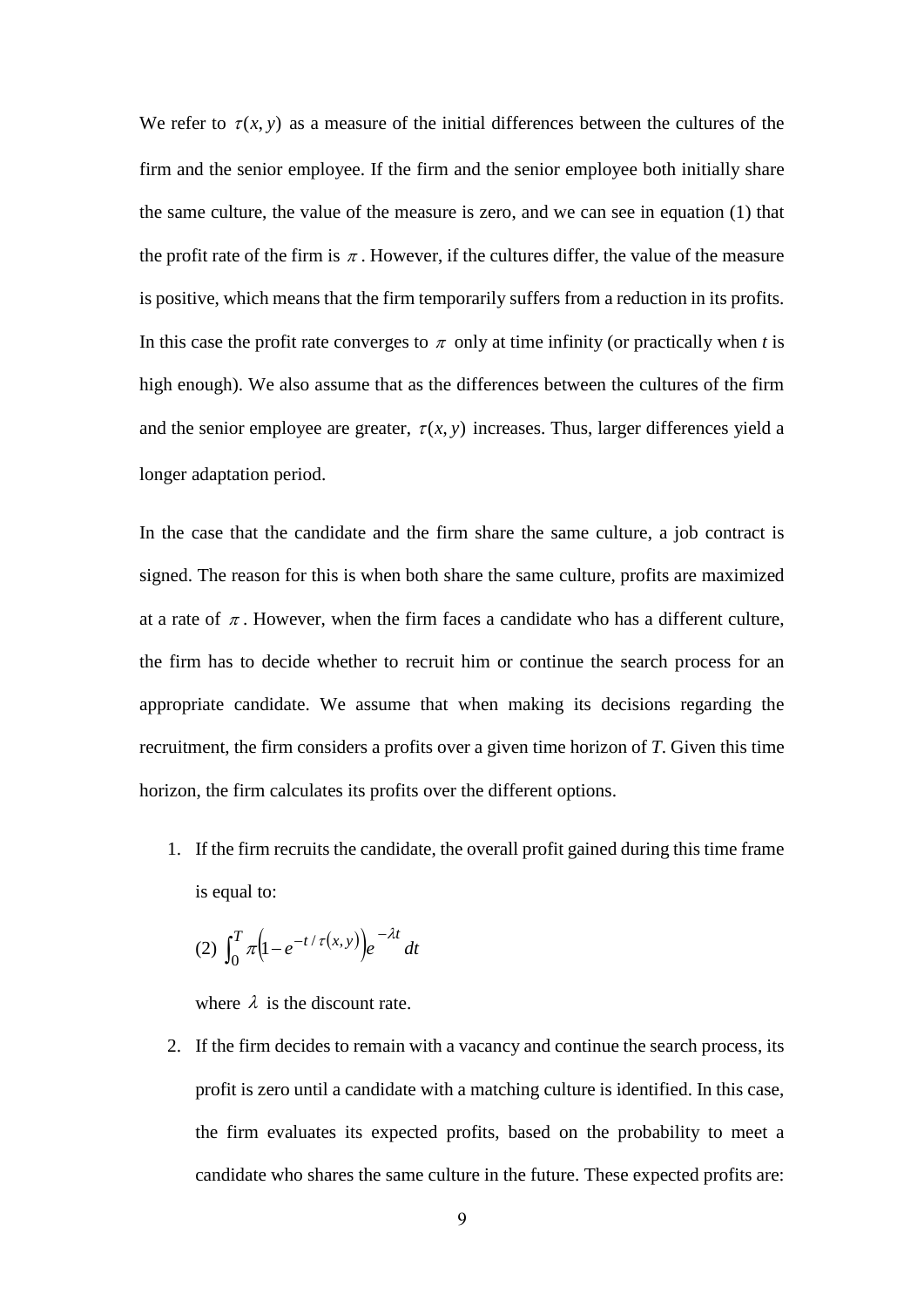We refer to $\tau(x,y)$ as a measure of the initial differences between the cultures of the firm and the senior employee. If the firm and the senior employee both initially share the same culture, the value of the measure is zero, and we can see in equation (1) that the profit rate of the firm is $\pi$. However, if the cultures differ, the value of the measure is positive, which means that the firm temporarily suffers from a reduction in its profits. In this case the profit rate converges to $\pi$ only at time infinity (or practically when $t$ is high enough). We also assume that as the differences between the cultures of the firm and the senior employee are greater, $\tau(x,y)$ increases. Thus, larger differences yield a longer adaptation period.

In the case that the candidate and the firm share the same culture, a job contract is signed. The reason for this is when both share the same culture, profits are maximized at a rate of $\pi$. However, when the firm faces a candidate who has a different culture, the firm has to decide whether to recruit him or continue the search process for an appropriate candidate. We assume that when making its decisions regarding the recruitment, the firm considers a profits over a given time horizon of $T$. Given this time horizon, the firm calculates its profits over the different options.

1. If the firm recruits the candidate, the overall profit gained during this time frame is equal to:

   $$(2)\ \int_0^T \pi\left(1-e^{-t/\tau(x,y)}\right)e^{-\lambda t}\,dt$$

   where $\lambda$ is the discount rate.

2. If the firm decides to remain with a vacancy and continue the search process, its profit is zero until a candidate with a matching culture is identified. In this case, the firm evaluates its expected profits, based on the probability to meet a candidate who shares the same culture in the future. These expected profits are: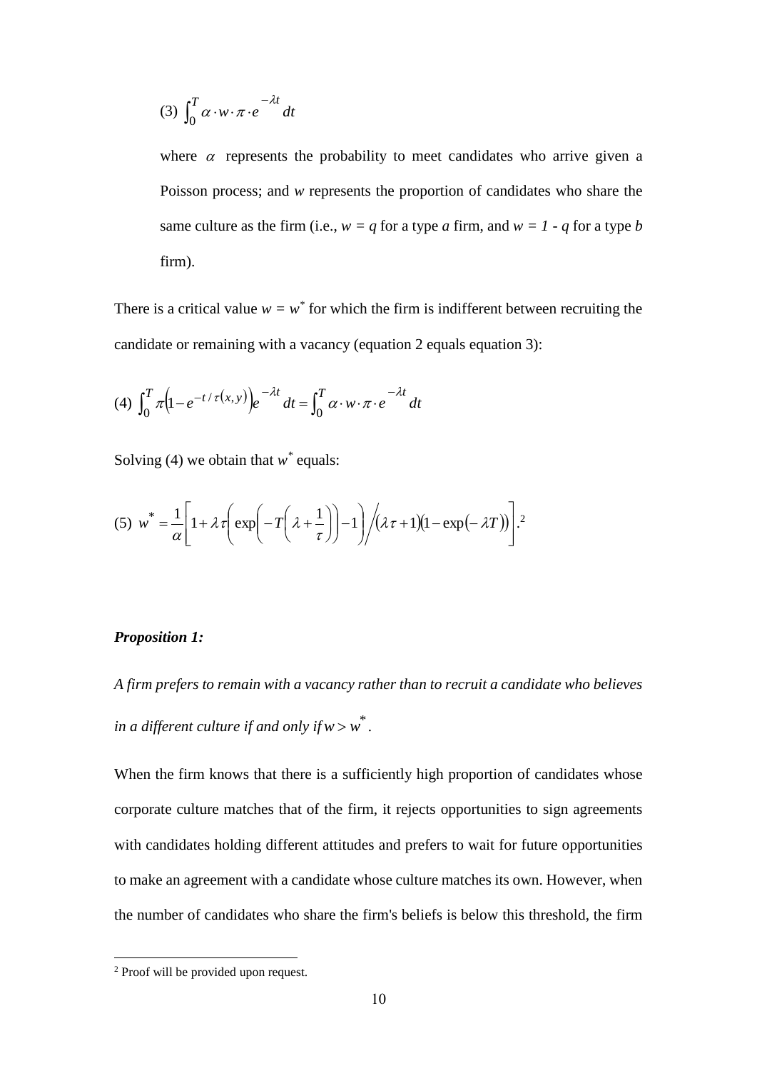$$(3)\ \int_0^T \alpha \cdot w \cdot \pi \cdot e^{-\lambda t}\, dt$$

where $\alpha$ represents the probability to meet candidates who arrive given a Poisson process; and $w$ represents the proportion of candidates who share the same culture as the firm (i.e., $w = q$ for a type $a$ firm, and $w = 1 - q$ for a type $b$ firm).

There is a critical value $w = w^*$ for which the firm is indifferent between recruiting the candidate or remaining with a vacancy (equation 2 equals equation 3):

$$(4)\ \int_0^T \pi\left(1 - e^{-t/\tau(x,y)}\right)e^{-\lambda t}\, dt = \int_0^T \alpha \cdot w \cdot \pi \cdot e^{-\lambda t}\, dt$$

Solving (4) we obtain that $w^*$ equals:

$$(5)\ w^* = \frac{1}{\alpha}\left[1 + \lambda\tau\left(\exp\left(-T\left(\lambda + \frac{1}{\tau}\right)\right) - 1\right) \Big/ (\lambda\tau + 1)(1 - \exp(-\lambda T))\right].$$[2]

***Proposition 1:***

*A firm prefers to remain with a vacancy rather than to recruit a candidate who believes in a different culture if and only if* $w > w^*$.

When the firm knows that there is a sufficiently high proportion of candidates whose corporate culture matches that of the firm, it rejects opportunities to sign agreements with candidates holding different attitudes and prefers to wait for future opportunities to make an agreement with a candidate whose culture matches its own. However, when the number of candidates who share the firm's beliefs is below this threshold, the firm

[2] Proof will be provided upon request.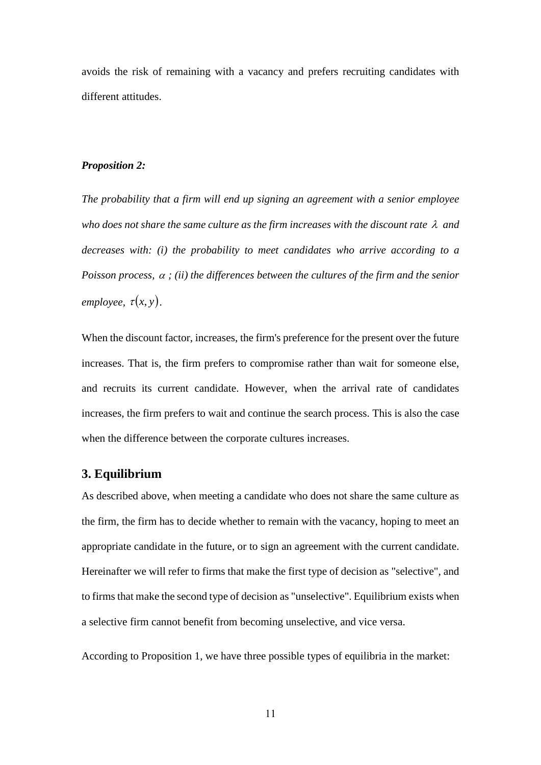avoids the risk of remaining with a vacancy and prefers recruiting candidates with different attitudes.

***Proposition 2:***

*The probability that a firm will end up signing an agreement with a senior employee who does not share the same culture as the firm increases with the discount rate $\lambda$ and decreases with: (i) the probability to meet candidates who arrive according to a Poisson process, $\alpha$ ; (ii) the differences between the cultures of the firm and the senior employee, $\tau(x,y)$.*

When the discount factor, increases, the firm's preference for the present over the future increases. That is, the firm prefers to compromise rather than wait for someone else, and recruits its current candidate. However, when the arrival rate of candidates increases, the firm prefers to wait and continue the search process. This is also the case when the difference between the corporate cultures increases.

## 3. Equilibrium

As described above, when meeting a candidate who does not share the same culture as the firm, the firm has to decide whether to remain with the vacancy, hoping to meet an appropriate candidate in the future, or to sign an agreement with the current candidate. Hereinafter we will refer to firms that make the first type of decision as "selective", and to firms that make the second type of decision as "unselective". Equilibrium exists when a selective firm cannot benefit from becoming unselective, and vice versa.

According to Proposition 1, we have three possible types of equilibria in the market: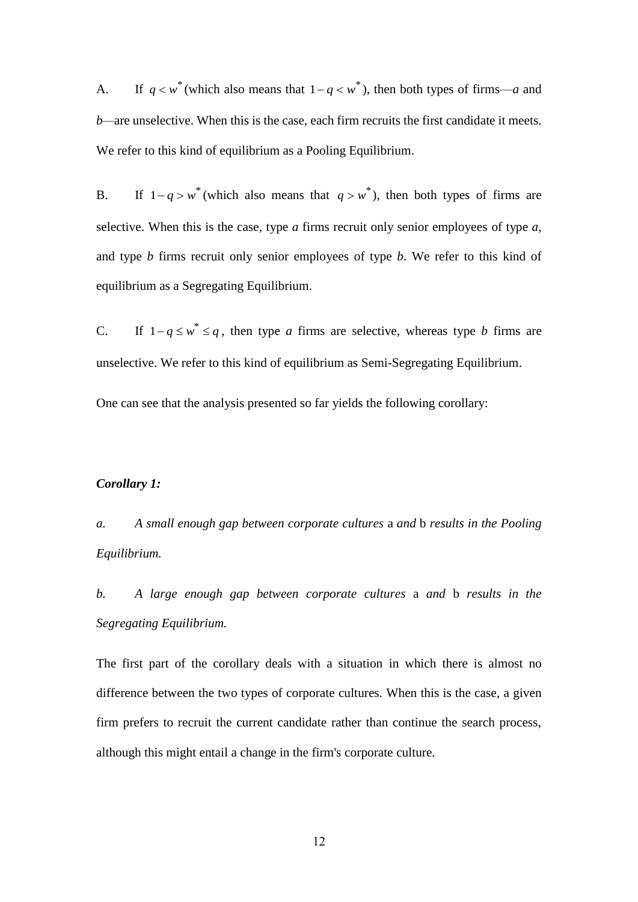A. If $q < w^*$ (which also means that $1 - q < w^*$), then both types of firms—*a* and *b*—are unselective. When this is the case, each firm recruits the first candidate it meets. We refer to this kind of equilibrium as a Pooling Equilibrium.

B. If $1 - q > w^*$ (which also means that $q > w^*$), then both types of firms are selective. When this is the case, type *a* firms recruit only senior employees of type *a*, and type *b* firms recruit only senior employees of type *b*. We refer to this kind of equilibrium as a Segregating Equilibrium.

C. If $1 - q \le w^* \le q$, then type *a* firms are selective, whereas type *b* firms are unselective. We refer to this kind of equilibrium as Semi-Segregating Equilibrium.

One can see that the analysis presented so far yields the following corollary:

***Corollary 1:***

*a. A small enough gap between corporate cultures* a *and* b *results in the Pooling Equilibrium.*

*b. A large enough gap between corporate cultures* a *and* b *results in the Segregating Equilibrium.*

The first part of the corollary deals with a situation in which there is almost no difference between the two types of corporate cultures. When this is the case, a given firm prefers to recruit the current candidate rather than continue the search process, although this might entail a change in the firm's corporate culture.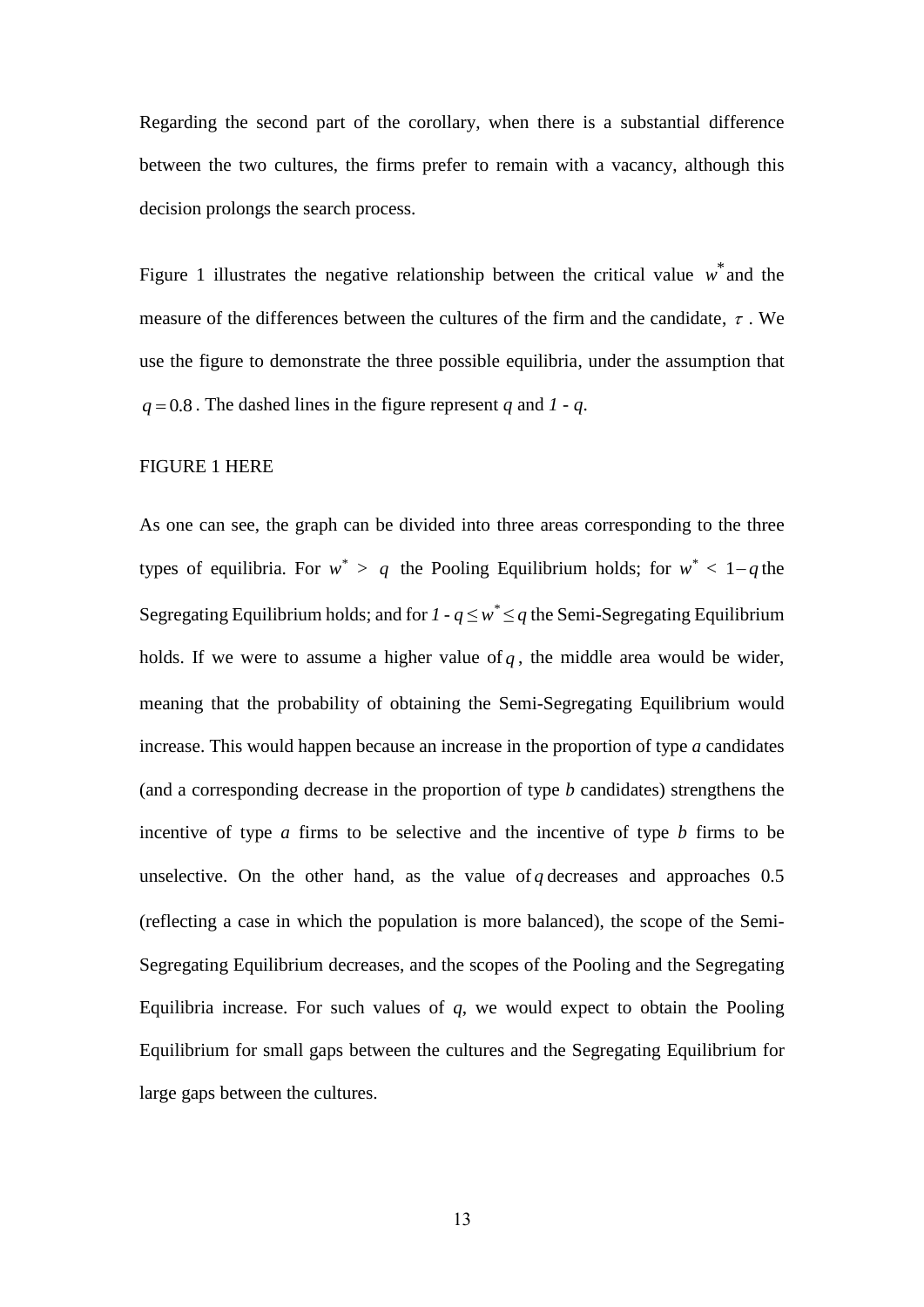Regarding the second part of the corollary, when there is a substantial difference between the two cultures, the firms prefer to remain with a vacancy, although this decision prolongs the search process.

Figure 1 illustrates the negative relationship between the critical value $w^*$ and the measure of the differences between the cultures of the firm and the candidate, $\tau$. We use the figure to demonstrate the three possible equilibria, under the assumption that $q = 0.8$. The dashed lines in the figure represent *q* and *1 - q*.

FIGURE 1 HERE

As one can see, the graph can be divided into three areas corresponding to the three types of equilibria. For $w^* > q$ the Pooling Equilibrium holds; for $w^* < 1-q$ the Segregating Equilibrium holds; and for $1 - q \leq w^* \leq q$ the Semi-Segregating Equilibrium holds. If we were to assume a higher value of $q$, the middle area would be wider, meaning that the probability of obtaining the Semi-Segregating Equilibrium would increase. This would happen because an increase in the proportion of type *a* candidates (and a corresponding decrease in the proportion of type *b* candidates) strengthens the incentive of type *a* firms to be selective and the incentive of type *b* firms to be unselective. On the other hand, as the value of $q$ decreases and approaches 0.5 (reflecting a case in which the population is more balanced), the scope of the Semi-Segregating Equilibrium decreases, and the scopes of the Pooling and the Segregating Equilibria increase. For such values of *q*, we would expect to obtain the Pooling Equilibrium for small gaps between the cultures and the Segregating Equilibrium for large gaps between the cultures.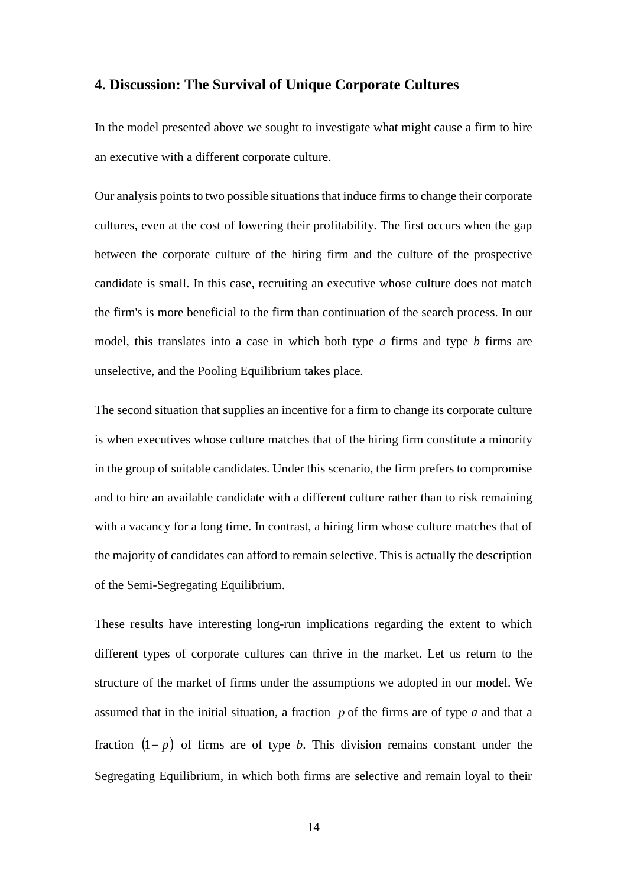## 4. Discussion: The Survival of Unique Corporate Cultures

In the model presented above we sought to investigate what might cause a firm to hire an executive with a different corporate culture.

Our analysis points to two possible situations that induce firms to change their corporate cultures, even at the cost of lowering their profitability. The first occurs when the gap between the corporate culture of the hiring firm and the culture of the prospective candidate is small. In this case, recruiting an executive whose culture does not match the firm's is more beneficial to the firm than continuation of the search process. In our model, this translates into a case in which both type *a* firms and type *b* firms are unselective, and the Pooling Equilibrium takes place.

The second situation that supplies an incentive for a firm to change its corporate culture is when executives whose culture matches that of the hiring firm constitute a minority in the group of suitable candidates. Under this scenario, the firm prefers to compromise and to hire an available candidate with a different culture rather than to risk remaining with a vacancy for a long time. In contrast, a hiring firm whose culture matches that of the majority of candidates can afford to remain selective. This is actually the description of the Semi-Segregating Equilibrium.

These results have interesting long-run implications regarding the extent to which different types of corporate cultures can thrive in the market. Let us return to the structure of the market of firms under the assumptions we adopted in our model. We assumed that in the initial situation, a fraction $p$ of the firms are of type *a* and that a fraction $(1-p)$ of firms are of type *b*. This division remains constant under the Segregating Equilibrium, in which both firms are selective and remain loyal to their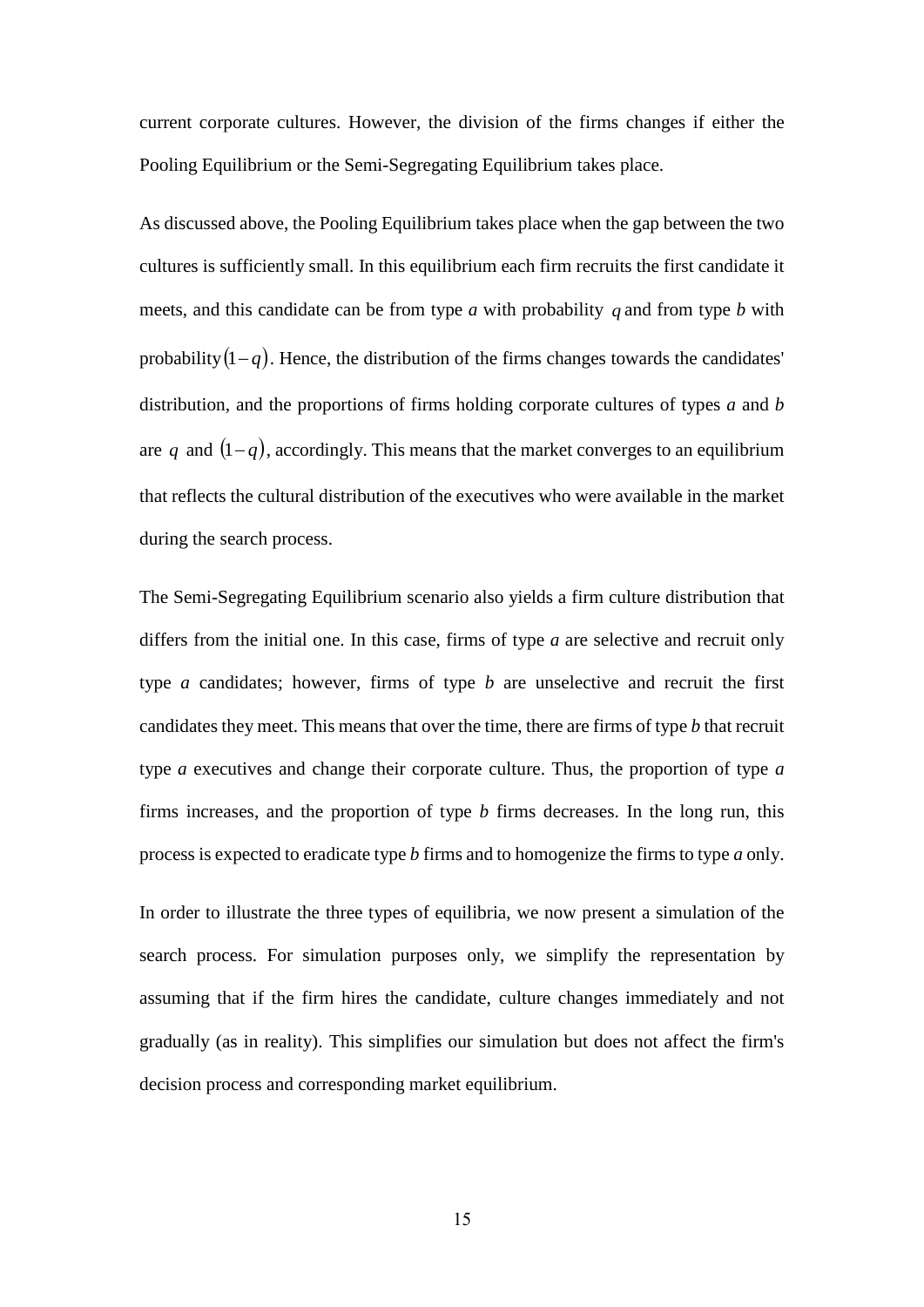current corporate cultures. However, the division of the firms changes if either the Pooling Equilibrium or the Semi-Segregating Equilibrium takes place.

As discussed above, the Pooling Equilibrium takes place when the gap between the two cultures is sufficiently small. In this equilibrium each firm recruits the first candidate it meets, and this candidate can be from type *a* with probability $q$ and from type *b* with probability $(1-q)$. Hence, the distribution of the firms changes towards the candidates' distribution, and the proportions of firms holding corporate cultures of types *a* and *b* are $q$ and $(1-q)$, accordingly. This means that the market converges to an equilibrium that reflects the cultural distribution of the executives who were available in the market during the search process.

The Semi-Segregating Equilibrium scenario also yields a firm culture distribution that differs from the initial one. In this case, firms of type *a* are selective and recruit only type *a* candidates; however, firms of type *b* are unselective and recruit the first candidates they meet. This means that over the time, there are firms of type *b* that recruit type *a* executives and change their corporate culture. Thus, the proportion of type *a* firms increases, and the proportion of type *b* firms decreases. In the long run, this process is expected to eradicate type *b* firms and to homogenize the firms to type *a* only.

In order to illustrate the three types of equilibria, we now present a simulation of the search process. For simulation purposes only, we simplify the representation by assuming that if the firm hires the candidate, culture changes immediately and not gradually (as in reality). This simplifies our simulation but does not affect the firm's decision process and corresponding market equilibrium.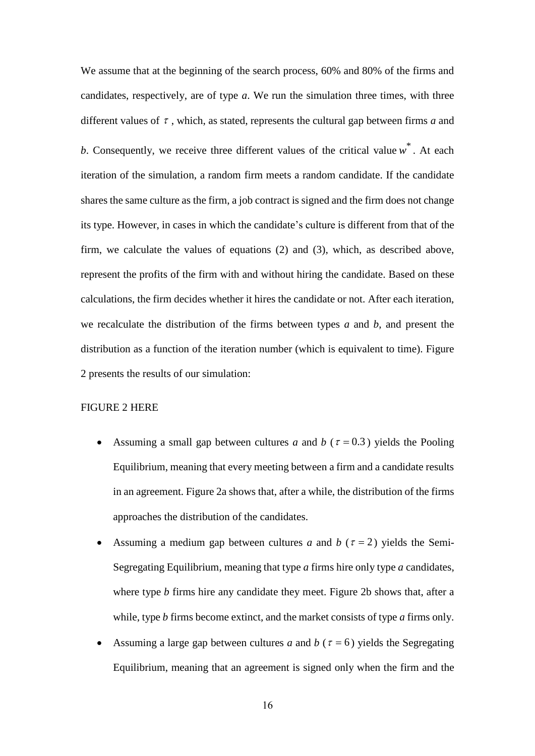We assume that at the beginning of the search process, 60% and 80% of the firms and candidates, respectively, are of type *a*. We run the simulation three times, with three different values of $\tau$, which, as stated, represents the cultural gap between firms *a* and *b*. Consequently, we receive three different values of the critical value $w^*$. At each iteration of the simulation, a random firm meets a random candidate. If the candidate shares the same culture as the firm, a job contract is signed and the firm does not change its type. However, in cases in which the candidate's culture is different from that of the firm, we calculate the values of equations (2) and (3), which, as described above, represent the profits of the firm with and without hiring the candidate. Based on these calculations, the firm decides whether it hires the candidate or not. After each iteration, we recalculate the distribution of the firms between types *a* and *b*, and present the distribution as a function of the iteration number (which is equivalent to time). Figure 2 presents the results of our simulation:

FIGURE 2 HERE

- Assuming a small gap between cultures *a* and *b* ($\tau = 0.3$) yields the Pooling Equilibrium, meaning that every meeting between a firm and a candidate results in an agreement. Figure 2a shows that, after a while, the distribution of the firms approaches the distribution of the candidates.
- Assuming a medium gap between cultures *a* and *b* ($\tau = 2$) yields the Semi-Segregating Equilibrium, meaning that type *a* firms hire only type *a* candidates, where type *b* firms hire any candidate they meet. Figure 2b shows that, after a while, type *b* firms become extinct, and the market consists of type *a* firms only.
- Assuming a large gap between cultures *a* and *b* ($\tau = 6$) yields the Segregating Equilibrium, meaning that an agreement is signed only when the firm and the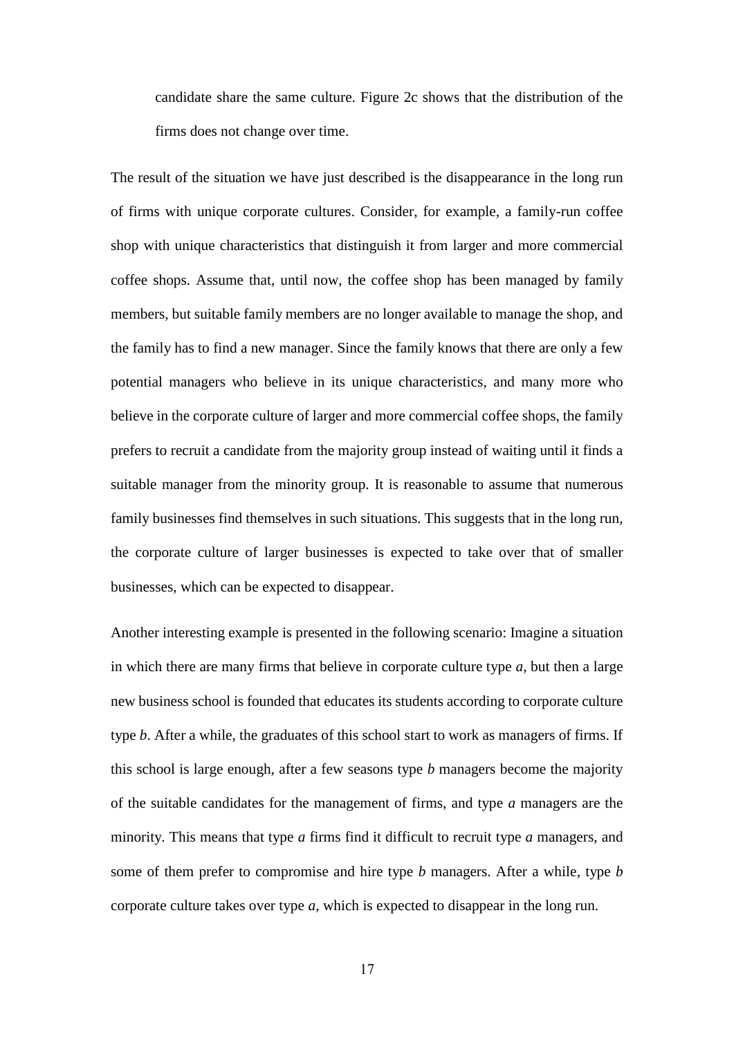candidate share the same culture. Figure 2c shows that the distribution of the firms does not change over time.

The result of the situation we have just described is the disappearance in the long run of firms with unique corporate cultures. Consider, for example, a family-run coffee shop with unique characteristics that distinguish it from larger and more commercial coffee shops. Assume that, until now, the coffee shop has been managed by family members, but suitable family members are no longer available to manage the shop, and the family has to find a new manager. Since the family knows that there are only a few potential managers who believe in its unique characteristics, and many more who believe in the corporate culture of larger and more commercial coffee shops, the family prefers to recruit a candidate from the majority group instead of waiting until it finds a suitable manager from the minority group. It is reasonable to assume that numerous family businesses find themselves in such situations. This suggests that in the long run, the corporate culture of larger businesses is expected to take over that of smaller businesses, which can be expected to disappear.

Another interesting example is presented in the following scenario: Imagine a situation in which there are many firms that believe in corporate culture type *a*, but then a large new business school is founded that educates its students according to corporate culture type *b*. After a while, the graduates of this school start to work as managers of firms. If this school is large enough, after a few seasons type *b* managers become the majority of the suitable candidates for the management of firms, and type *a* managers are the minority. This means that type *a* firms find it difficult to recruit type *a* managers, and some of them prefer to compromise and hire type *b* managers. After a while, type *b* corporate culture takes over type *a*, which is expected to disappear in the long run.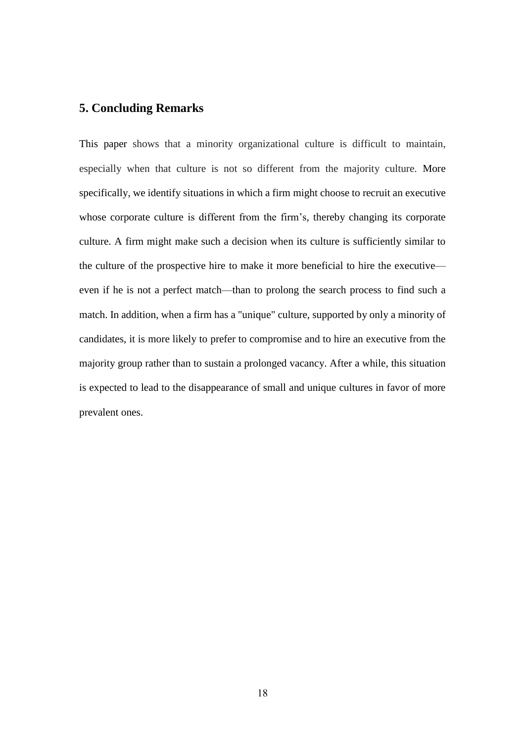## 5. Concluding Remarks

This paper shows that a minority organizational culture is difficult to maintain, especially when that culture is not so different from the majority culture. More specifically, we identify situations in which a firm might choose to recruit an executive whose corporate culture is different from the firm's, thereby changing its corporate culture. A firm might make such a decision when its culture is sufficiently similar to the culture of the prospective hire to make it more beneficial to hire the executive—even if he is not a perfect match—than to prolong the search process to find such a match. In addition, when a firm has a "unique" culture, supported by only a minority of candidates, it is more likely to prefer to compromise and to hire an executive from the majority group rather than to sustain a prolonged vacancy. After a while, this situation is expected to lead to the disappearance of small and unique cultures in favor of more prevalent ones.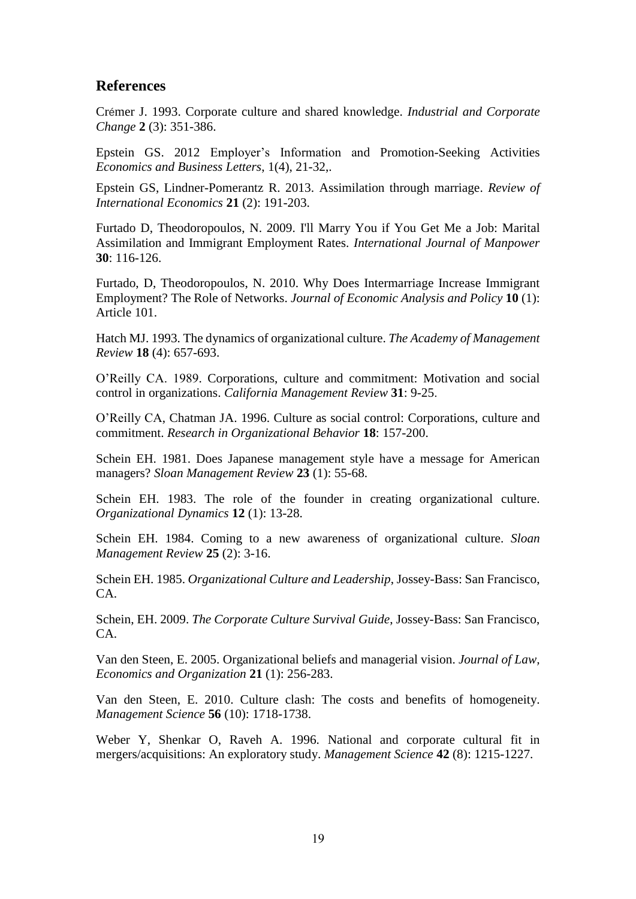## References

Crémer J. 1993. Corporate culture and shared knowledge. *Industrial and Corporate Change* **2** (3): 351-386.

Epstein GS. 2012 Employer's Information and Promotion-Seeking Activities *Economics and Business Letters*, 1(4), 21-32,.

Epstein GS, Lindner-Pomerantz R. 2013. Assimilation through marriage. *Review of International Economics* **21** (2): 191-203.

Furtado D, Theodoropoulos, N. 2009. I'll Marry You if You Get Me a Job: Marital Assimilation and Immigrant Employment Rates. *International Journal of Manpower* **30**: 116-126.

Furtado, D, Theodoropoulos, N. 2010. Why Does Intermarriage Increase Immigrant Employment? The Role of Networks. *Journal of Economic Analysis and Policy* **10** (1): Article 101.

Hatch MJ. 1993. The dynamics of organizational culture. *The Academy of Management Review* **18** (4): 657-693.

O'Reilly CA. 1989. Corporations, culture and commitment: Motivation and social control in organizations. *California Management Review* **31**: 9-25.

O'Reilly CA, Chatman JA. 1996. Culture as social control: Corporations, culture and commitment. *Research in Organizational Behavior* **18**: 157-200.

Schein EH. 1981. Does Japanese management style have a message for American managers? *Sloan Management Review* **23** (1): 55-68.

Schein EH. 1983. The role of the founder in creating organizational culture. *Organizational Dynamics* **12** (1): 13-28.

Schein EH. 1984. Coming to a new awareness of organizational culture. *Sloan Management Review* **25** (2): 3-16.

Schein EH. 1985. *Organizational Culture and Leadership*, Jossey-Bass: San Francisco, CA.

Schein, EH. 2009. *The Corporate Culture Survival Guide*, Jossey-Bass: San Francisco, CA.

Van den Steen, E. 2005. Organizational beliefs and managerial vision. *Journal of Law, Economics and Organization* **21** (1): 256-283.

Van den Steen, E. 2010. Culture clash: The costs and benefits of homogeneity. *Management Science* **56** (10): 1718-1738.

Weber Y, Shenkar O, Raveh A. 1996. National and corporate cultural fit in mergers/acquisitions: An exploratory study. *Management Science* **42** (8): 1215-1227.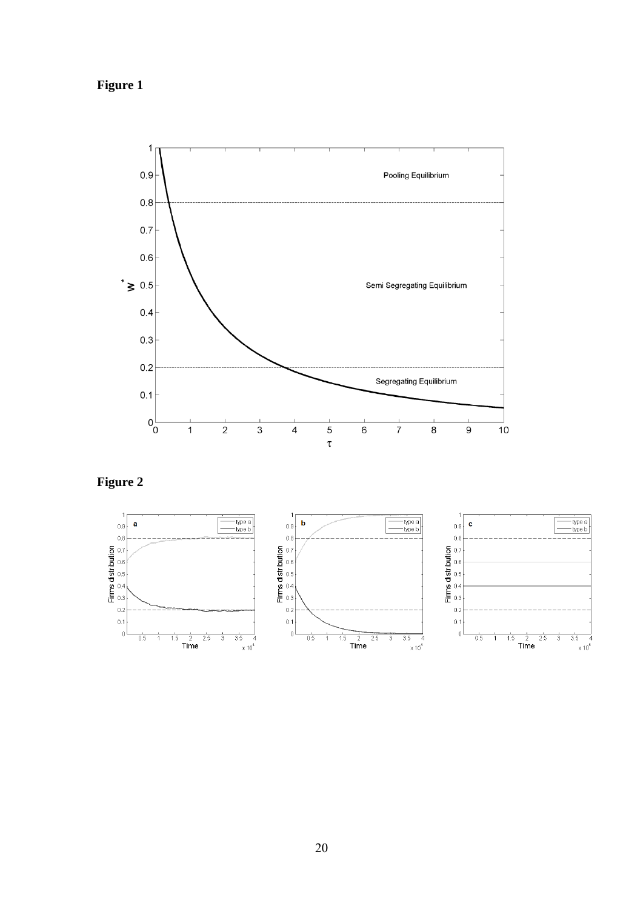**Figure 1**

1
0.9
0.8
0.7
0.6
$w^*$ 0.5
0.4
0.3
0.2
0.1
0

0 1 2 3 4 5 6 7 8 9 10

$\tau$

Pooling Equilibrium

Semi Segregating Equilibrium

Segregating Equilibrium

**Figure 2**

a

b

c

type a
type b

Firms distribution

Time

x 10^4

0 0.1 0.2 0.3 0.4 0.5 0.6 0.7 0.8 0.9 1

0.5 1 1.5 2 2.5 3 3.5 4